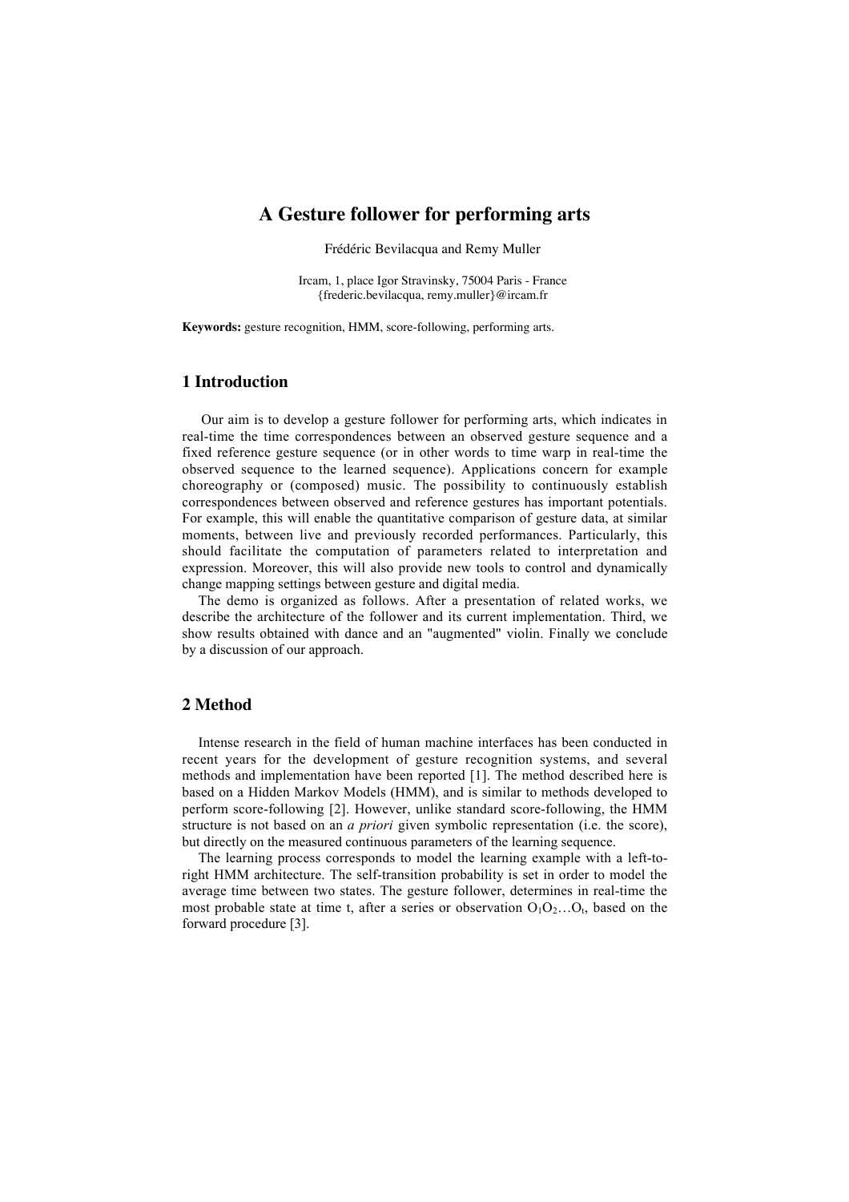# A Gesture follower for performing arts

Frédéric Bevilacqua and Remy Muller

Ircam, 1, place Igor Stravinsky, 75004 Paris - France
{frederic.bevilacqua, remy.muller}@ircam.fr

**Keywords:** gesture recognition, HMM, score-following, performing arts.

## 1 Introduction

Our aim is to develop a gesture follower for performing arts, which indicates in real-time the time correspondences between an observed gesture sequence and a fixed reference gesture sequence (or in other words to time warp in real-time the observed sequence to the learned sequence). Applications concern for example choreography or (composed) music. The possibility to continuously establish correspondences between observed and reference gestures has important potentials. For example, this will enable the quantitative comparison of gesture data, at similar moments, between live and previously recorded performances. Particularly, this should facilitate the computation of parameters related to interpretation and expression. Moreover, this will also provide new tools to control and dynamically change mapping settings between gesture and digital media.

The demo is organized as follows. After a presentation of related works, we describe the architecture of the follower and its current implementation. Third, we show results obtained with dance and an "augmented" violin. Finally we conclude by a discussion of our approach.

## 2 Method

Intense research in the field of human machine interfaces has been conducted in recent years for the development of gesture recognition systems, and several methods and implementation have been reported [1]. The method described here is based on a Hidden Markov Models (HMM), and is similar to methods developed to perform score-following [2]. However, unlike standard score-following, the HMM structure is not based on an *a priori* given symbolic representation (i.e. the score), but directly on the measured continuous parameters of the learning sequence.

The learning process corresponds to model the learning example with a left-to-right HMM architecture. The self-transition probability is set in order to model the average time between two states. The gesture follower, determines in real-time the most probable state at time t, after a series or observation $O_1O_2\ldots O_t$, based on the forward procedure [3].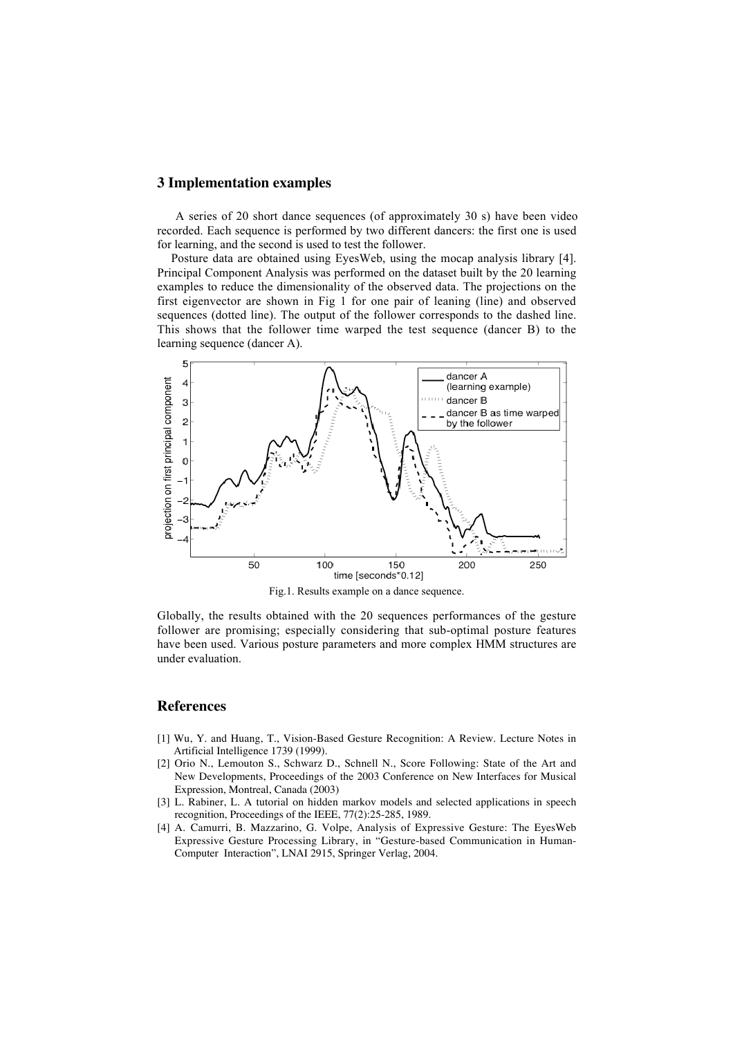## 3 Implementation examples

A series of 20 short dance sequences (of approximately 30 s) have been video recorded. Each sequence is performed by two different dancers: the first one is used for learning, and the second is used to test the follower.

Posture data are obtained using EyesWeb, using the mocap analysis library [4]. Principal Component Analysis was performed on the dataset built by the 20 learning examples to reduce the dimensionality of the observed data. The projections on the first eigenvector are shown in Fig 1 for one pair of leaning (line) and observed sequences (dotted line). The output of the follower corresponds to the dashed line. This shows that the follower time warped the test sequence (dancer B) to the learning sequence (dancer A).

projection on first principal component

5
4
3
2
1
0
−1
−2
−3
−4

50
100
150
200
250

time [seconds*0.12]

dancer A (learning example)
dancer B
dancer B as time warped by the follower

Fig.1. Results example on a dance sequence.

Globally, the results obtained with the 20 sequences performances of the gesture follower are promising; especially considering that sub-optimal posture features have been used. Various posture parameters and more complex HMM structures are under evaluation.

## References

[1] Wu, Y. and Huang, T., Vision-Based Gesture Recognition: A Review. Lecture Notes in Artificial Intelligence 1739 (1999).

[2] Orio N., Lemouton S., Schwarz D., Schnell N., Score Following: State of the Art and New Developments, Proceedings of the 2003 Conference on New Interfaces for Musical Expression, Montreal, Canada (2003)

[3] L. Rabiner, L. A tutorial on hidden markov models and selected applications in speech recognition, Proceedings of the IEEE, 77(2):25-285, 1989.

[4] A. Camurri, B. Mazzarino, G. Volpe, Analysis of Expressive Gesture: The EyesWeb Expressive Gesture Processing Library, in "Gesture-based Communication in Human-Computer Interaction", LNAI 2915, Springer Verlag, 2004.